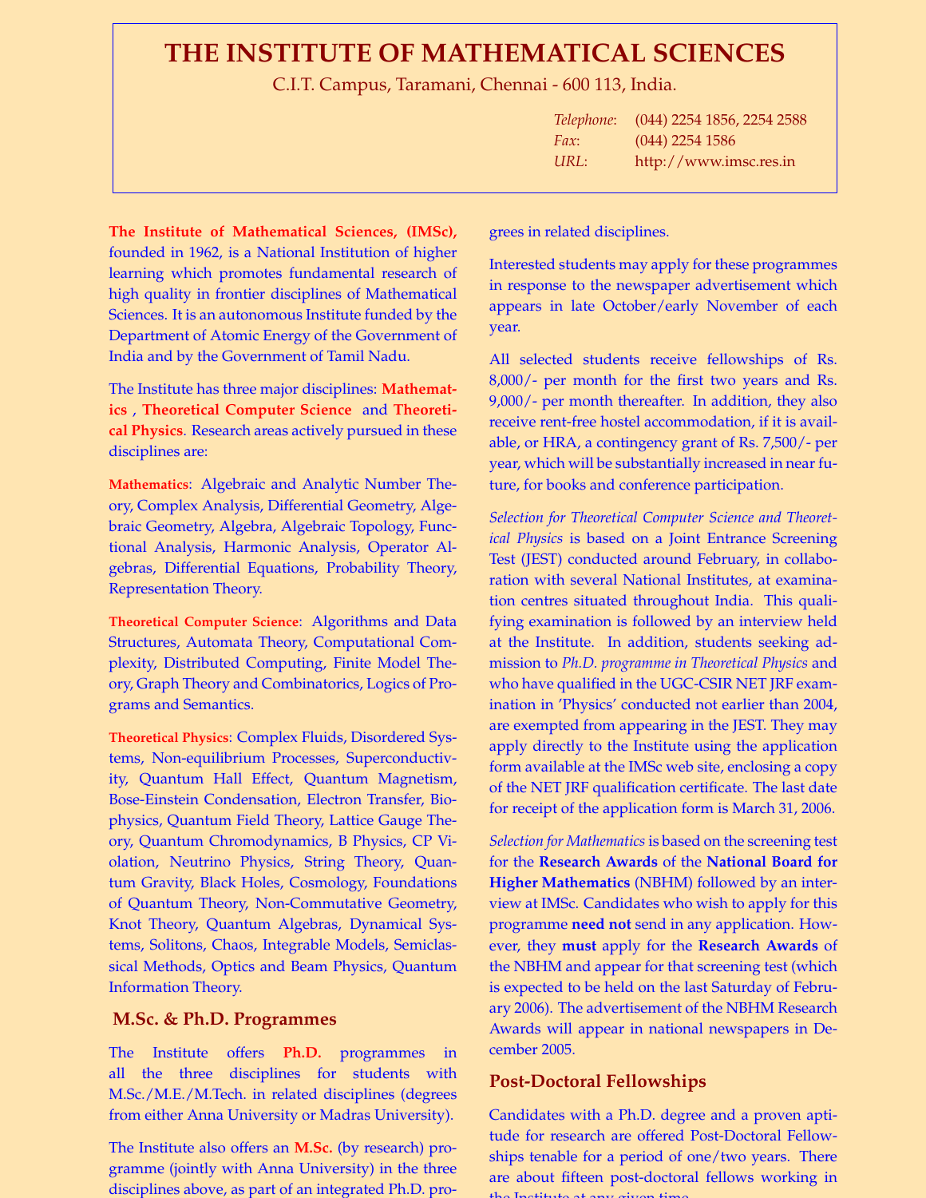# THE INSTITUTE OF MATHEMATICAL SCIENCES

C.I.T. Campus, Taramani, Chennai - 600 113, India.

*Telephone*: (044) 2254 1856, 2254 2588
*Fax*: (044) 2254 1586
*URL*: http://www.imsc.res.in

**The Institute of Mathematical Sciences, (IMSc),** founded in 1962, is a National Institution of higher learning which promotes fundamental research of high quality in frontier disciplines of Mathematical Sciences. It is an autonomous Institute funded by the Department of Atomic Energy of the Government of India and by the Government of Tamil Nadu.

The Institute has three major disciplines: **Mathematics**, **Theoretical Computer Science** and **Theoretical Physics**. Research areas actively pursued in these disciplines are:

**Mathematics**: Algebraic and Analytic Number Theory, Complex Analysis, Differential Geometry, Algebraic Geometry, Algebra, Algebraic Topology, Functional Analysis, Harmonic Analysis, Operator Algebras, Differential Equations, Probability Theory, Representation Theory.

**Theoretical Computer Science**: Algorithms and Data Structures, Automata Theory, Computational Complexity, Distributed Computing, Finite Model Theory, Graph Theory and Combinatorics, Logics of Programs and Semantics.

**Theoretical Physics**: Complex Fluids, Disordered Systems, Non-equilibrium Processes, Superconductivity, Quantum Hall Effect, Quantum Magnetism, Bose-Einstein Condensation, Electron Transfer, Biophysics, Quantum Field Theory, Lattice Gauge Theory, Quantum Chromodynamics, B Physics, CP Violation, Neutrino Physics, String Theory, Quantum Gravity, Black Holes, Cosmology, Foundations of Quantum Theory, Non-Commutative Geometry, Knot Theory, Quantum Algebras, Dynamical Systems, Solitons, Chaos, Integrable Models, Semiclassical Methods, Optics and Beam Physics, Quantum Information Theory.

## M.Sc. & Ph.D. Programmes

The Institute offers **Ph.D.** programmes in all the three disciplines for students with M.Sc./M.E./M.Tech. in related disciplines (degrees from either Anna University or Madras University).

The Institute also offers an **M.Sc.** (by research) programme (jointly with Anna University) in the three disciplines above, as part of an integrated Ph.D. programme for students with B.Sc./B.E./B.Tech. degrees in related disciplines.

Interested students may apply for these programmes in response to the newspaper advertisement which appears in late October/early November of each year.

All selected students receive fellowships of Rs. 8,000/- per month for the first two years and Rs. 9,000/- per month thereafter. In addition, they also receive rent-free hostel accommodation, if it is available, or HRA, a contingency grant of Rs. 7,500/- per year, which will be substantially increased in near future, for books and conference participation.

*Selection for Theoretical Computer Science and Theoretical Physics* is based on a Joint Entrance Screening Test (JEST) conducted around February, in collaboration with several National Institutes, at examination centres situated throughout India. This qualifying examination is followed by an interview held at the Institute. In addition, students seeking admission to *Ph.D. programme in Theoretical Physics* and who have qualified in the UGC-CSIR NET JRF examination in 'Physics' conducted not earlier than 2004, are exempted from appearing in the JEST. They may apply directly to the Institute using the application form available at the IMSc web site, enclosing a copy of the NET JRF qualification certificate. The last date for receipt of the application form is March 31, 2006.

*Selection for Mathematics* is based on the screening test for the **Research Awards** of the **National Board for Higher Mathematics** (NBHM) followed by an interview at IMSc. Candidates who wish to apply for this programme **need not** send in any application. However, they **must** apply for the **Research Awards** of the NBHM and appear for that screening test (which is expected to be held on the last Saturday of February 2006). The advertisement of the NBHM Research Awards will appear in national newspapers in December 2005.

## Post-Doctoral Fellowships

Candidates with a Ph.D. degree and a proven aptitude for research are offered Post-Doctoral Fellowships tenable for a period of one/two years. There are about fifteen post-doctoral fellows working in the Institute at any given time.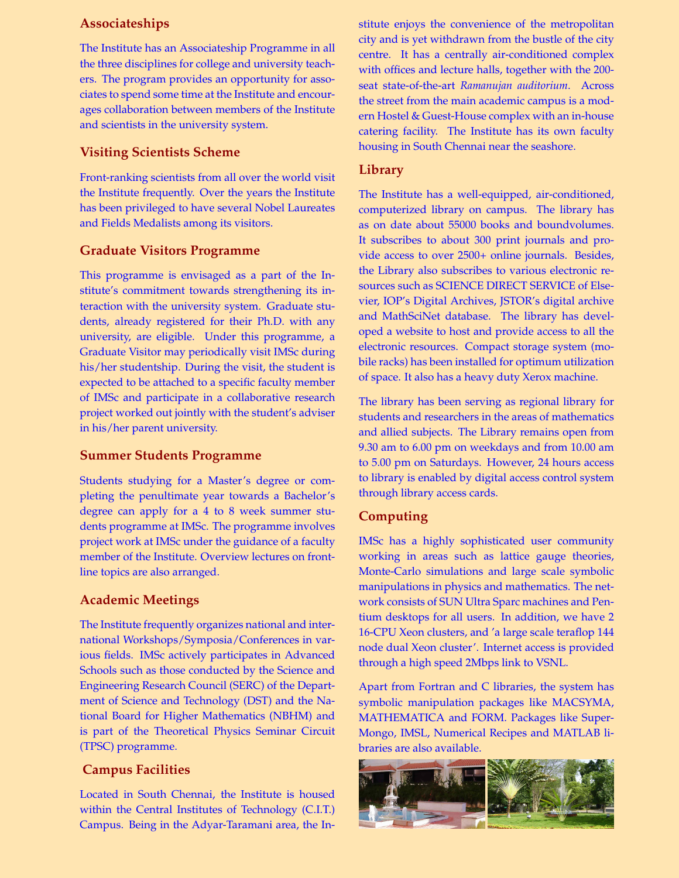## Associateships

The Institute has an Associateship Programme in all the three disciplines for college and university teachers. The program provides an opportunity for associates to spend some time at the Institute and encourages collaboration between members of the Institute and scientists in the university system.

## Visiting Scientists Scheme

Front-ranking scientists from all over the world visit the Institute frequently. Over the years the Institute has been privileged to have several Nobel Laureates and Fields Medalists among its visitors.

## Graduate Visitors Programme

This programme is envisaged as a part of the Institute's commitment towards strengthening its interaction with the university system. Graduate students, already registered for their Ph.D. with any university, are eligible. Under this programme, a Graduate Visitor may periodically visit IMSc during his/her studentship. During the visit, the student is expected to be attached to a specific faculty member of IMSc and participate in a collaborative research project worked out jointly with the student's adviser in his/her parent university.

## Summer Students Programme

Students studying for a Master's degree or completing the penultimate year towards a Bachelor's degree can apply for a 4 to 8 week summer students programme at IMSc. The programme involves project work at IMSc under the guidance of a faculty member of the Institute. Overview lectures on front-line topics are also arranged.

## Academic Meetings

The Institute frequently organizes national and international Workshops/Symposia/Conferences in various fields. IMSc actively participates in Advanced Schools such as those conducted by the Science and Engineering Research Council (SERC) of the Department of Science and Technology (DST) and the National Board for Higher Mathematics (NBHM) and is part of the Theoretical Physics Seminar Circuit (TPSC) programme.

## Campus Facilities

Located in South Chennai, the Institute is housed within the Central Institutes of Technology (C.I.T.) Campus. Being in the Adyar-Taramani area, the Institute enjoys the convenience of the metropolitan city and is yet withdrawn from the bustle of the city centre. It has a centrally air-conditioned complex with offices and lecture halls, together with the 200-seat state-of-the-art *Ramanujan auditorium*. Across the street from the main academic campus is a modern Hostel & Guest-House complex with an in-house catering facility. The Institute has its own faculty housing in South Chennai near the seashore.

## Library

The Institute has a well-equipped, air-conditioned, computerized library on campus. The library has as on date about 55000 books and boundvolumes. It subscribes to about 300 print journals and provide access to over 2500+ online journals. Besides, the Library also subscribes to various electronic resources such as SCIENCE DIRECT SERVICE of Elsevier, IOP's Digital Archives, JSTOR's digital archive and MathSciNet database. The library has developed a website to host and provide access to all the electronic resources. Compact storage system (mobile racks) has been installed for optimum utilization of space. It also has a heavy duty Xerox machine.

The library has been serving as regional library for students and researchers in the areas of mathematics and allied subjects. The Library remains open from 9.30 am to 6.00 pm on weekdays and from 10.00 am to 5.00 pm on Saturdays. However, 24 hours access to library is enabled by digital access control system through library access cards.

## Computing

IMSc has a highly sophisticated user community working in areas such as lattice gauge theories, Monte-Carlo simulations and large scale symbolic manipulations in physics and mathematics. The network consists of SUN Ultra Sparc machines and Pentium desktops for all users. In addition, we have 2 16-CPU Xeon clusters, and 'a large scale teraflop 144 node dual Xeon cluster'. Internet access is provided through a high speed 2Mbps link to VSNL.

Apart from Fortran and C libraries, the system has symbolic manipulation packages like MACSYMA, MATHEMATICA and FORM. Packages like SuperMongo, IMSL, Numerical Recipes and MATLAB libraries are also available.